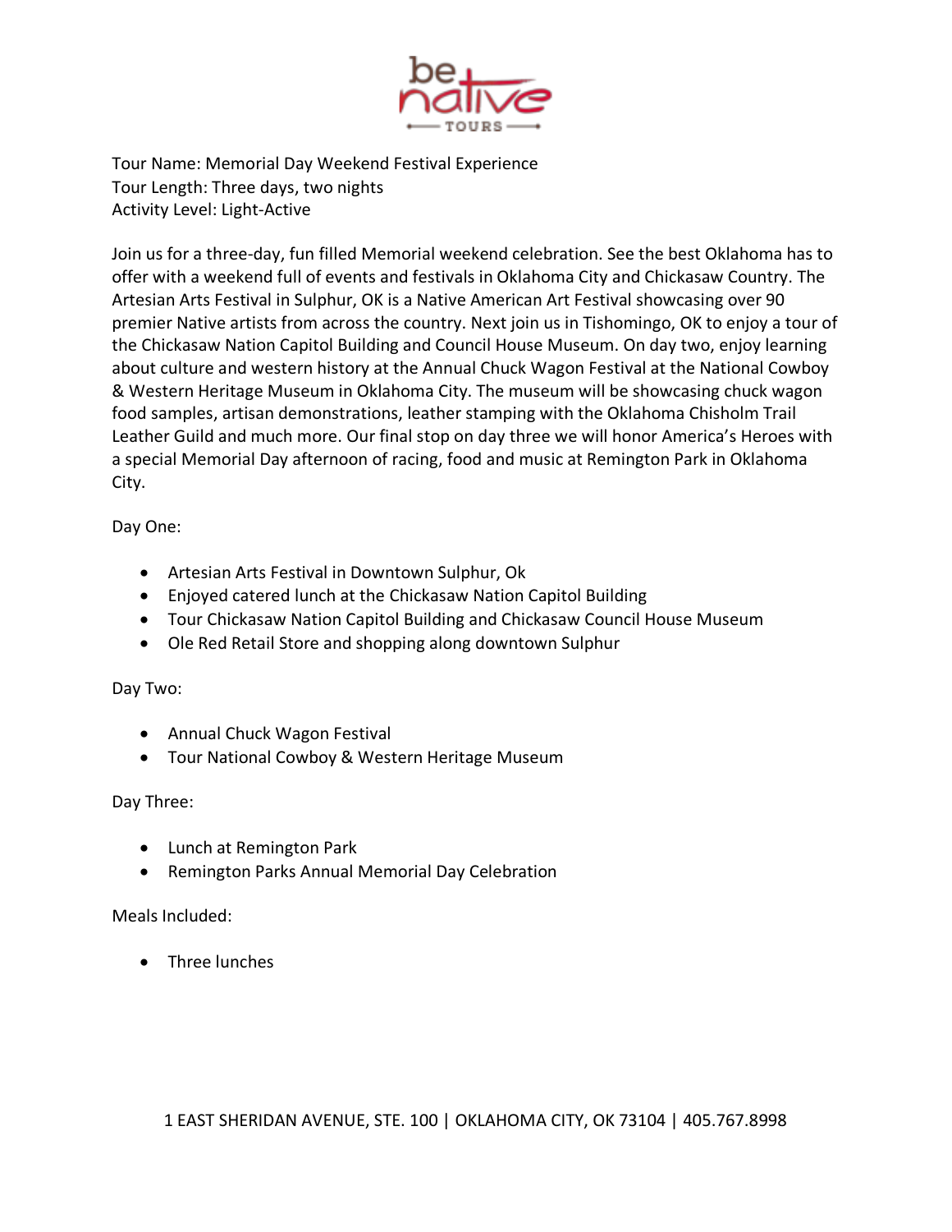Tour Name: Memorial Day Weekend Festival Experience
Tour Length: Three days, two nights
Activity Level: Light-Active

Join us for a three-day, fun filled Memorial weekend celebration. See the best Oklahoma has to offer with a weekend full of events and festivals in Oklahoma City and Chickasaw Country. The Artesian Arts Festival in Sulphur, OK is a Native American Art Festival showcasing over 90 premier Native artists from across the country. Next join us in Tishomingo, OK to enjoy a tour of the Chickasaw Nation Capitol Building and Council House Museum. On day two, enjoy learning about culture and western history at the Annual Chuck Wagon Festival at the National Cowboy & Western Heritage Museum in Oklahoma City. The museum will be showcasing chuck wagon food samples, artisan demonstrations, leather stamping with the Oklahoma Chisholm Trail Leather Guild and much more. Our final stop on day three we will honor America's Heroes with a special Memorial Day afternoon of racing, food and music at Remington Park in Oklahoma City.

Day One:

- Artesian Arts Festival in Downtown Sulphur, Ok
- Enjoyed catered lunch at the Chickasaw Nation Capitol Building
- Tour Chickasaw Nation Capitol Building and Chickasaw Council House Museum
- Ole Red Retail Store and shopping along downtown Sulphur

Day Two:

- Annual Chuck Wagon Festival
- Tour National Cowboy & Western Heritage Museum

Day Three:

- Lunch at Remington Park
- Remington Parks Annual Memorial Day Celebration

Meals Included:

- Three lunches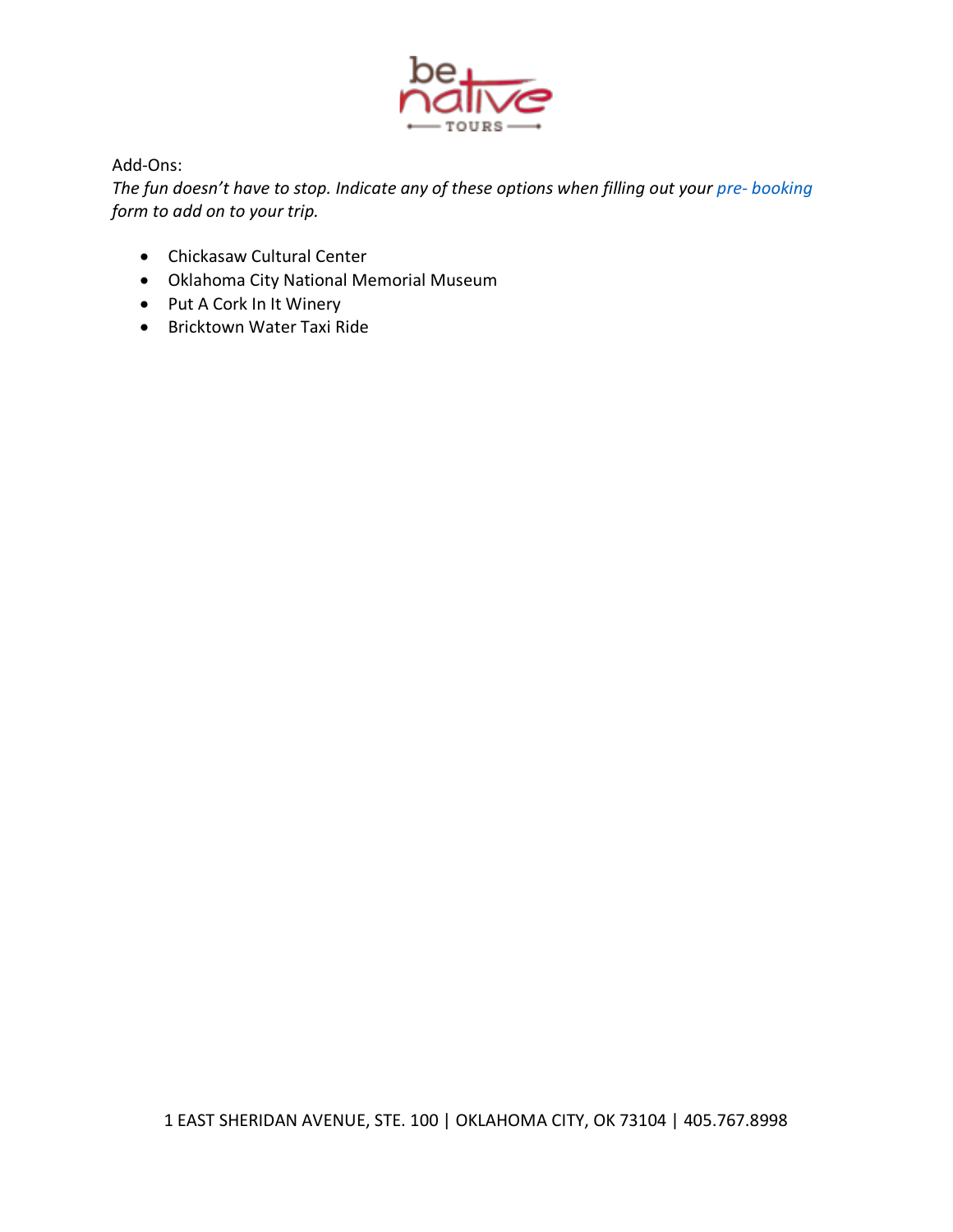Add-Ons:

*The fun doesn't have to stop. Indicate any of these options when filling out your pre- booking form to add on to your trip.*

- Chickasaw Cultural Center
- Oklahoma City National Memorial Museum
- Put A Cork In It Winery
- Bricktown Water Taxi Ride